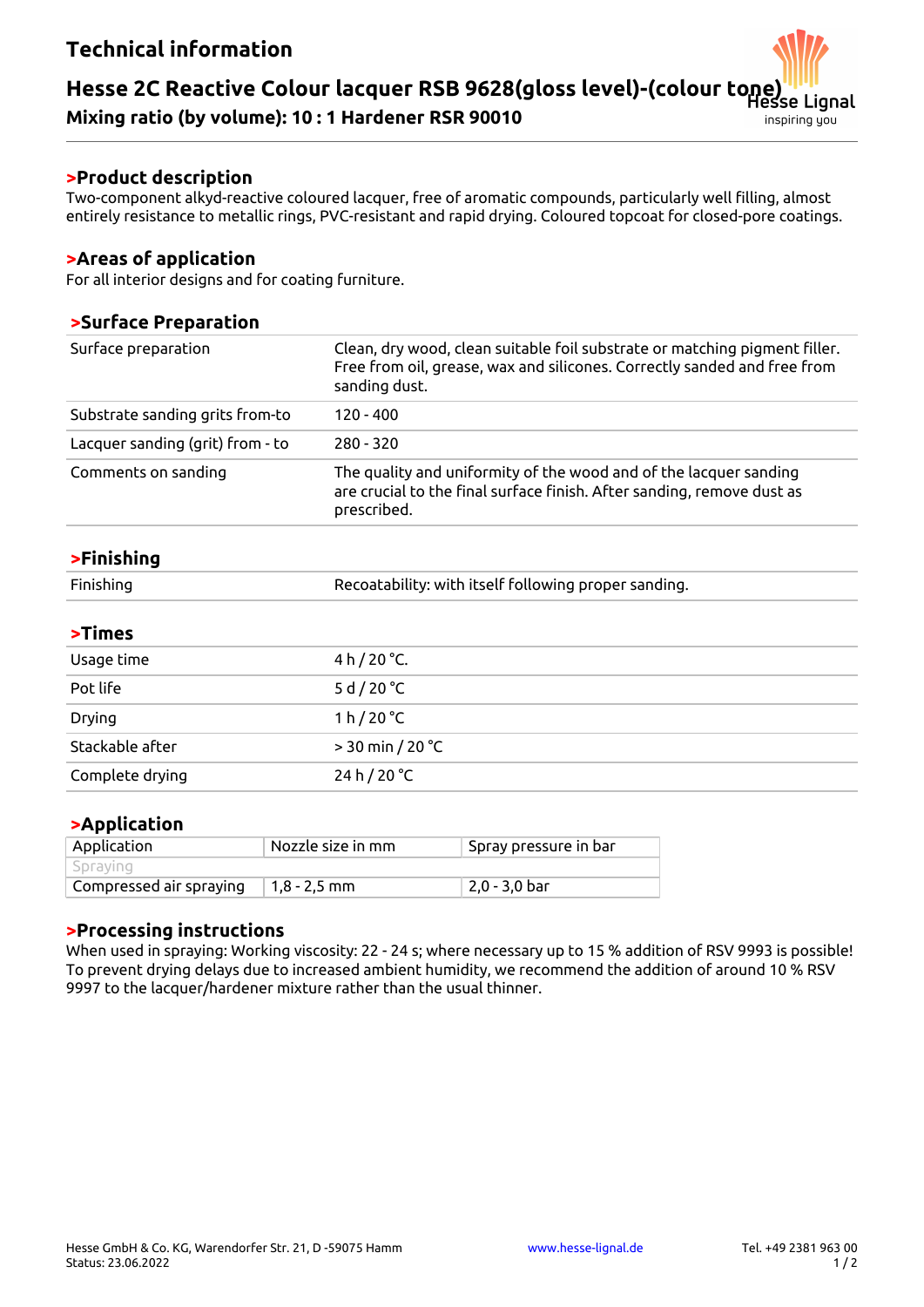# Technical information

## Hesse 2C Reactive Colour lacquer RSB 9628(gloss level)-(colour tone)

**Mixing ratio (by volume): 10 : 1 Hardener RSR 90010**

Hesse Lignal
inspiring you

## >Product description

Two-component alkyd-reactive coloured lacquer, free of aromatic compounds, particularly well filling, almost entirely resistance to metallic rings, PVC-resistant and rapid drying. Coloured topcoat for closed-pore coatings.

## >Areas of application

For all interior designs and for coating furniture.

## >Surface Preparation

| | |
|---|---|
| Surface preparation | Clean, dry wood, clean suitable foil substrate or matching pigment filler. Free from oil, grease, wax and silicones. Correctly sanded and free from sanding dust. |
| Substrate sanding grits from-to | 120 - 400 |
| Lacquer sanding (grit) from - to | 280 - 320 |
| Comments on sanding | The quality and uniformity of the wood and of the lacquer sanding are crucial to the final surface finish. After sanding, remove dust as prescribed. |

## >Finishing

| | |
|---|---|
| Finishing | Recoatability: with itself following proper sanding. |

## >Times

| | |
|---|---|
| Usage time | 4 h / 20 °C. |
| Pot life | 5 d / 20 °C |
| Drying | 1 h / 20 °C |
| Stackable after | > 30 min / 20 °C |
| Complete drying | 24 h / 20 °C |

## >Application

| Application | Nozzle size in mm | Spray pressure in bar |
|---|---|---|
| Spraying | | |
| Compressed air spraying | 1,8 - 2,5 mm | 2,0 - 3,0 bar |

## >Processing instructions

When used in spraying: Working viscosity: 22 - 24 s; where necessary up to 15 % addition of RSV 9993 is possible! To prevent drying delays due to increased ambient humidity, we recommend the addition of around 10 % RSV 9997 to the lacquer/hardener mixture rather than the usual thinner.

Hesse GmbH & Co. KG, Warendorfer Str. 21, D -59075 Hamm
Status: 23.06.2022

www.hesse-lignal.de

Tel. +49 2381 963 00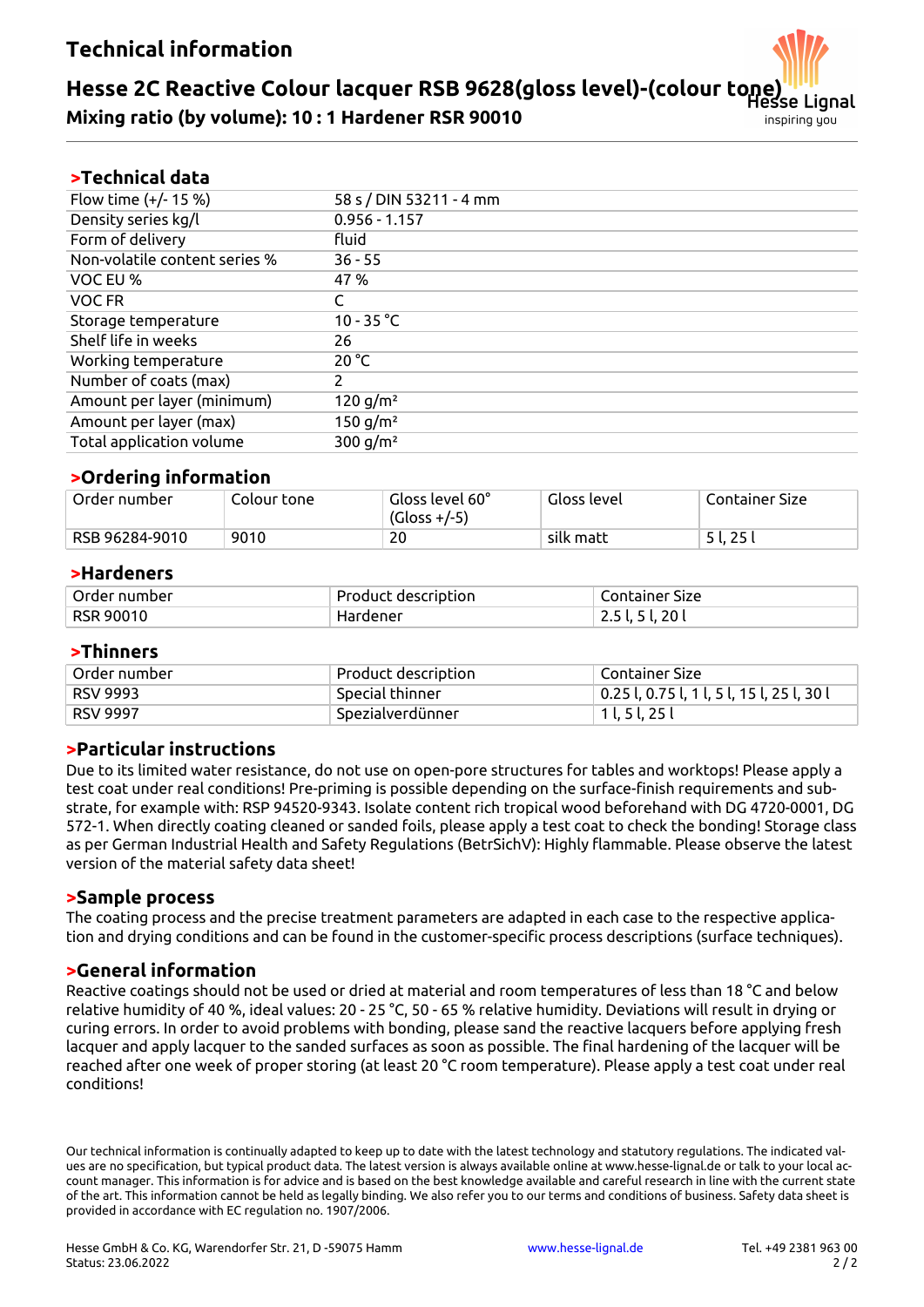# Technical information

## Hesse 2C Reactive Colour lacquer RSB 9628(gloss level)-(colour tone)

**Mixing ratio (by volume): 10 : 1 Hardener RSR 90010**

### >Technical data

| | |
|---|---|
| Flow time (+/- 15 %) | 58 s / DIN 53211 - 4 mm |
| Density series kg/l | 0.956 - 1.157 |
| Form of delivery | fluid |
| Non-volatile content series % | 36 - 55 |
| VOC EU % | 47 % |
| VOC FR | C |
| Storage temperature | 10 - 35 °C |
| Shelf life in weeks | 26 |
| Working temperature | 20 °C |
| Number of coats (max) | 2 |
| Amount per layer (minimum) | 120 g/m² |
| Amount per layer (max) | 150 g/m² |
| Total application volume | 300 g/m² |

### >Ordering information

| Order number | Colour tone | Gloss level 60° (Gloss +/-5) | Gloss level | Container Size |
|---|---|---|---|---|
| RSB 96284-9010 | 9010 | 20 | silk matt | 5 l, 25 l |

### >Hardeners

| Order number | Product description | Container Size |
|---|---|---|
| RSR 90010 | Hardener | 2.5 l, 5 l, 20 l |

### >Thinners

| Order number | Product description | Container Size |
|---|---|---|
| RSV 9993 | Special thinner | 0.25 l, 0.75 l, 1 l, 5 l, 15 l, 25 l, 30 l |
| RSV 9997 | Spezialverdünner | 1 l, 5 l, 25 l |

### >Particular instructions

Due to its limited water resistance, do not use on open-pore structures for tables and worktops! Please apply a test coat under real conditions! Pre-priming is possible depending on the surface-finish requirements and substrate, for example with: RSP 94520-9343. Isolate content rich tropical wood beforehand with DG 4720-0001, DG 572-1. When directly coating cleaned or sanded foils, please apply a test coat to check the bonding! Storage class as per German Industrial Health and Safety Regulations (BetrSichV): Highly flammable. Please observe the latest version of the material safety data sheet!

### >Sample process

The coating process and the precise treatment parameters are adapted in each case to the respective application and drying conditions and can be found in the customer-specific process descriptions (surface techniques).

### >General information

Reactive coatings should not be used or dried at material and room temperatures of less than 18 °C and below relative humidity of 40 %, ideal values: 20 - 25 °C, 50 - 65 % relative humidity. Deviations will result in drying or curing errors. In order to avoid problems with bonding, please sand the reactive lacquers before applying fresh lacquer and apply lacquer to the sanded surfaces as soon as possible. The final hardening of the lacquer will be reached after one week of proper storing (at least 20 °C room temperature). Please apply a test coat under real conditions!

Our technical information is continually adapted to keep up to date with the latest technology and statutory regulations. The indicated values are no specification, but typical product data. The latest version is always available online at www.hesse-lignal.de or talk to your local account manager. This information is for advice and is based on the best knowledge available and careful research in line with the current state of the art. This information cannot be held as legally binding. We also refer you to our terms and conditions of business. Safety data sheet is provided in accordance with EC regulation no. 1907/2006.

Hesse GmbH & Co. KG, Warendorfer Str. 21, D -59075 Hamm
Status: 23.06.2022
www.hesse-lignal.de
Tel. +49 2381 963 00